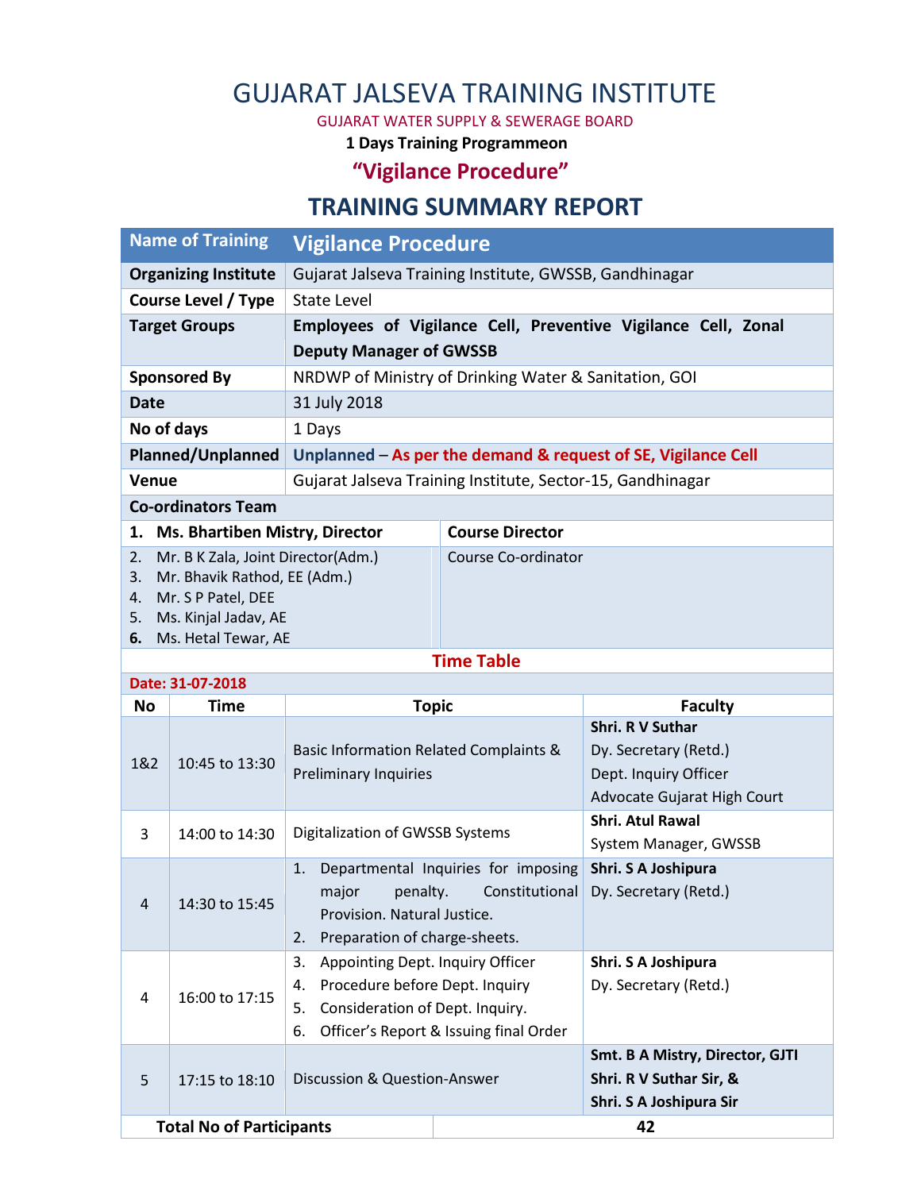# GUJARAT JALSEVA TRAINING INSTITUTE

GUJARAT WATER SUPPLY & SEWERAGE BOARD

**1 Days Training Programmeon**

## "Vigilance Procedure"

## TRAINING SUMMARY REPORT

| **Name of Training** | **Vigilance Procedure** |
|---|---|
| **Organizing Institute** | Gujarat Jalseva Training Institute, GWSSB, Gandhinagar |
| **Course Level / Type** | State Level |
| **Target Groups** | **Employees of Vigilance Cell, Preventive Vigilance Cell, Zonal Deputy Manager of GWSSB** |
| **Sponsored By** | NRDWP of Ministry of Drinking Water & Sanitation, GOI |
| **Date** | 31 July 2018 |
| **No of days** | 1 Days |
| **Planned/Unplanned** | **Unplanned – As per the demand & request of SE, Vigilance Cell** |
| **Venue** | Gujarat Jalseva Training Institute, Sector-15, Gandhinagar |

**Co-ordinators Team**

| | |
|---|---|
| **1. Ms. Bhartiben Mistry, Director** | **Course Director** |
| 2. Mr. B K Zala, Joint Director(Adm.)<br>3. Mr. Bhavik Rathod, EE (Adm.)<br>4. Mr. S P Patel, DEE<br>5. Ms. Kinjal Jadav, AE<br>6. Ms. Hetal Tewar, AE | Course Co-ordinator |

**Time Table**

**Date: 31-07-2018**

| No | Time | Topic | Faculty |
|---|---|---|---|
| 1&2 | 10:45 to 13:30 | Basic Information Related Complaints & Preliminary Inquiries | **Shri. R V Suthar**<br>Dy. Secretary (Retd.)<br>Dept. Inquiry Officer<br>Advocate Gujarat High Court |
| 3 | 14:00 to 14:30 | Digitalization of GWSSB Systems | **Shri. Atul Rawal**<br>System Manager, GWSSB |
| 4 | 14:30 to 15:45 | 1. Departmental Inquiries for imposing major penalty. Constitutional Provision. Natural Justice.<br>2. Preparation of charge-sheets. | **Shri. S A Joshipura**<br>Dy. Secretary (Retd.) |
| 4 | 16:00 to 17:15 | 3. Appointing Dept. Inquiry Officer<br>4. Procedure before Dept. Inquiry<br>5. Consideration of Dept. Inquiry.<br>6. Officer's Report & Issuing final Order | **Shri. S A Joshipura**<br>Dy. Secretary (Retd.) |
| 5 | 17:15 to 18:10 | Discussion & Question-Answer | **Smt. B A Mistry, Director, GJTI**<br>**Shri. R V Suthar Sir, &**<br>**Shri. S A Joshipura Sir** |

| **Total No of Participants** | **42** |
|---|---|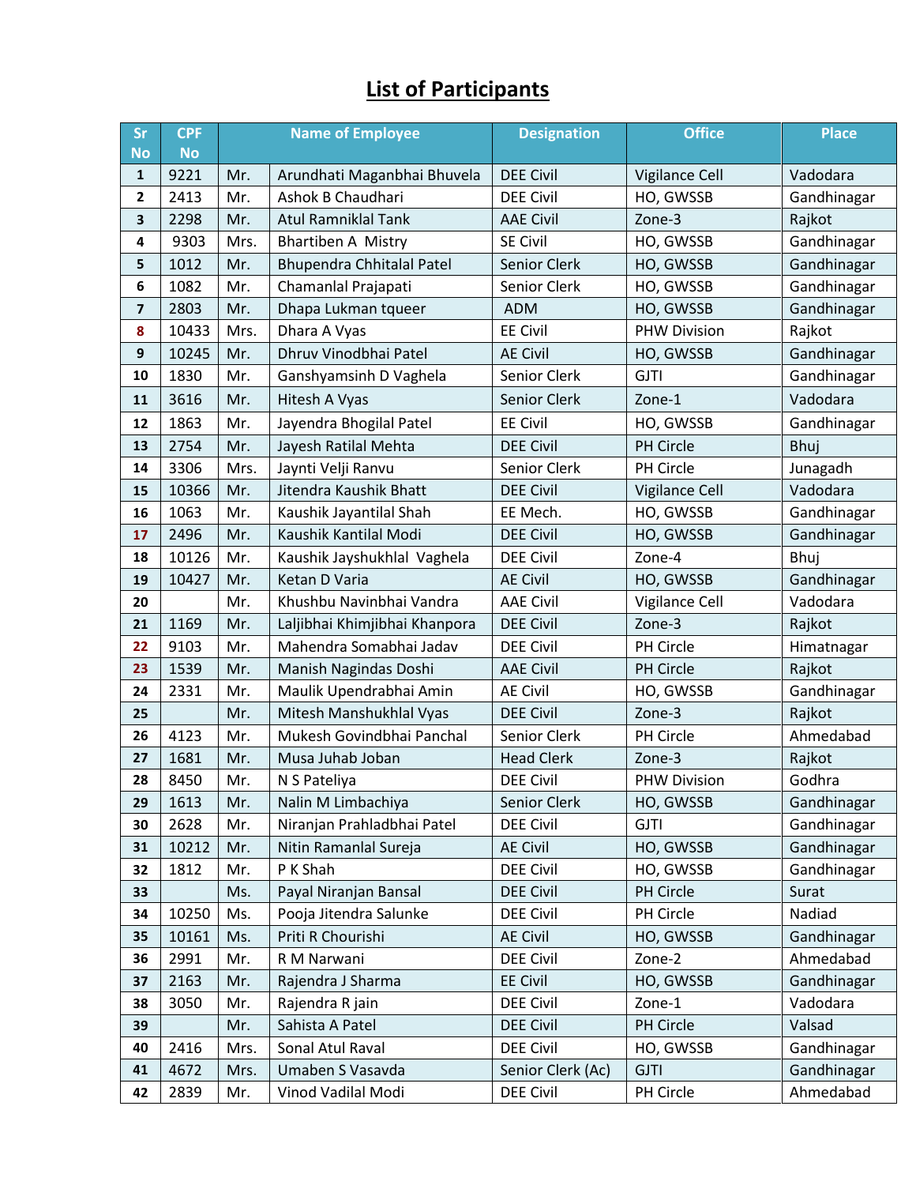# List of Participants

| Sr No | CPF No | Name of Employee | | Designation | Office | Place |
|---|---|---|---|---|---|---|
| 1 | 9221 | Mr. | Arundhati Maganbhai Bhuvela | DEE Civil | Vigilance Cell | Vadodara |
| 2 | 2413 | Mr. | Ashok B Chaudhari | DEE Civil | HO, GWSSB | Gandhinagar |
| 3 | 2298 | Mr. | Atul Ramniklal Tank | AAE Civil | Zone-3 | Rajkot |
| 4 | 9303 | Mrs. | Bhartiben A Mistry | SE Civil | HO, GWSSB | Gandhinagar |
| 5 | 1012 | Mr. | Bhupendra Chhitalal Patel | Senior Clerk | HO, GWSSB | Gandhinagar |
| 6 | 1082 | Mr. | Chamanlal Prajapati | Senior Clerk | HO, GWSSB | Gandhinagar |
| 7 | 2803 | Mr. | Dhapa Lukman tqueer | ADM | HO, GWSSB | Gandhinagar |
| 8 | 10433 | Mrs. | Dhara A Vyas | EE Civil | PHW Division | Rajkot |
| 9 | 10245 | Mr. | Dhruv Vinodbhai Patel | AE Civil | HO, GWSSB | Gandhinagar |
| 10 | 1830 | Mr. | Ganshyamsinh D Vaghela | Senior Clerk | GJTI | Gandhinagar |
| 11 | 3616 | Mr. | Hitesh A Vyas | Senior Clerk | Zone-1 | Vadodara |
| 12 | 1863 | Mr. | Jayendra Bhogilal Patel | EE Civil | HO, GWSSB | Gandhinagar |
| 13 | 2754 | Mr. | Jayesh Ratilal Mehta | DEE Civil | PH Circle | Bhuj |
| 14 | 3306 | Mrs. | Jaynti Velji Ranvu | Senior Clerk | PH Circle | Junagadh |
| 15 | 10366 | Mr. | Jitendra Kaushik Bhatt | DEE Civil | Vigilance Cell | Vadodara |
| 16 | 1063 | Mr. | Kaushik Jayantilal Shah | EE Mech. | HO, GWSSB | Gandhinagar |
| 17 | 2496 | Mr. | Kaushik Kantilal Modi | DEE Civil | HO, GWSSB | Gandhinagar |
| 18 | 10126 | Mr. | Kaushik Jayshukhlal Vaghela | DEE Civil | Zone-4 | Bhuj |
| 19 | 10427 | Mr. | Ketan D Varia | AE Civil | HO, GWSSB | Gandhinagar |
| 20 | | Mr. | Khushbu Navinbhai Vandra | AAE Civil | Vigilance Cell | Vadodara |
| 21 | 1169 | Mr. | Laljibhai Khimjibhai Khanpora | DEE Civil | Zone-3 | Rajkot |
| 22 | 9103 | Mr. | Mahendra Somabhai Jadav | DEE Civil | PH Circle | Himatnagar |
| 23 | 1539 | Mr. | Manish Nagindas Doshi | AAE Civil | PH Circle | Rajkot |
| 24 | 2331 | Mr. | Maulik Upendrabhai Amin | AE Civil | HO, GWSSB | Gandhinagar |
| 25 | | Mr. | Mitesh Manshukhlal Vyas | DEE Civil | Zone-3 | Rajkot |
| 26 | 4123 | Mr. | Mukesh Govindbhai Panchal | Senior Clerk | PH Circle | Ahmedabad |
| 27 | 1681 | Mr. | Musa Juhab Joban | Head Clerk | Zone-3 | Rajkot |
| 28 | 8450 | Mr. | N S Pateliya | DEE Civil | PHW Division | Godhra |
| 29 | 1613 | Mr. | Nalin M Limbachiya | Senior Clerk | HO, GWSSB | Gandhinagar |
| 30 | 2628 | Mr. | Niranjan Prahladbhai Patel | DEE Civil | GJTI | Gandhinagar |
| 31 | 10212 | Mr. | Nitin Ramanlal Sureja | AE Civil | HO, GWSSB | Gandhinagar |
| 32 | 1812 | Mr. | P K Shah | DEE Civil | HO, GWSSB | Gandhinagar |
| 33 | | Ms. | Payal Niranjan Bansal | DEE Civil | PH Circle | Surat |
| 34 | 10250 | Ms. | Pooja Jitendra Salunke | DEE Civil | PH Circle | Nadiad |
| 35 | 10161 | Ms. | Priti R Chourishi | AE Civil | HO, GWSSB | Gandhinagar |
| 36 | 2991 | Mr. | R M Narwani | DEE Civil | Zone-2 | Ahmedabad |
| 37 | 2163 | Mr. | Rajendra J Sharma | EE Civil | HO, GWSSB | Gandhinagar |
| 38 | 3050 | Mr. | Rajendra R jain | DEE Civil | Zone-1 | Vadodara |
| 39 | | Mr. | Sahista A Patel | DEE Civil | PH Circle | Valsad |
| 40 | 2416 | Mrs. | Sonal Atul Raval | DEE Civil | HO, GWSSB | Gandhinagar |
| 41 | 4672 | Mrs. | Umaben S Vasavda | Senior Clerk (Ac) | GJTI | Gandhinagar |
| 42 | 2839 | Mr. | Vinod Vadilal Modi | DEE Civil | PH Circle | Ahmedabad |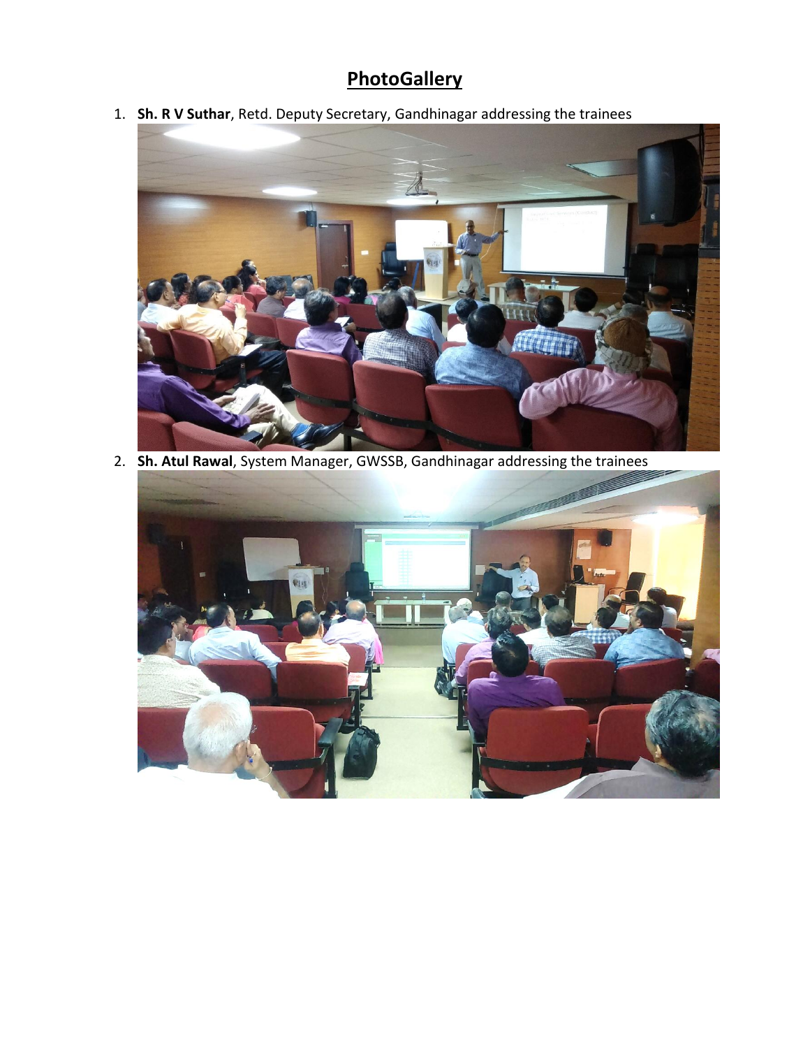# PhotoGallery

1. **Sh. R V Suthar**, Retd. Deputy Secretary, Gandhinagar addressing the trainees

2. **Sh. Atul Rawal**, System Manager, GWSSB, Gandhinagar addressing the trainees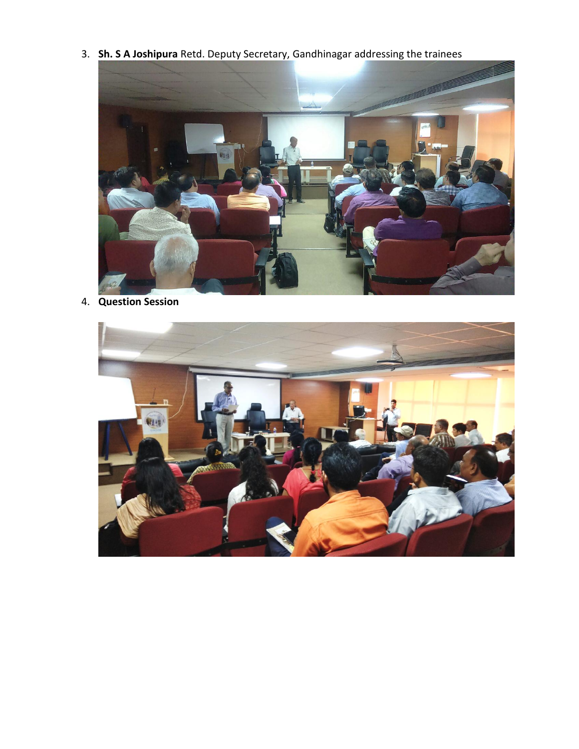3. **Sh. S A Joshipura** Retd. Deputy Secretary, Gandhinagar addressing the trainees

4. **Question Session**